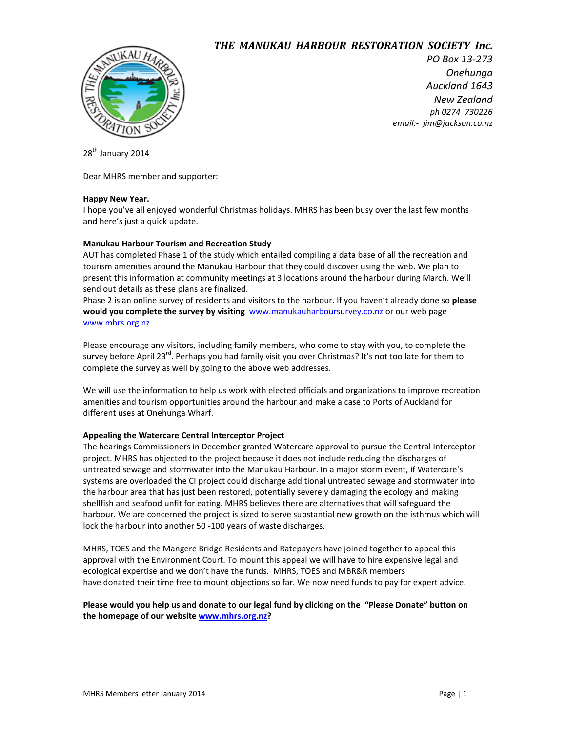# *THE MANUKAU HARBOUR RESTORATION SOCIETY Inc.*

*PO Box 13-273*
*Onehunga*
*Auckland 1643*
*New Zealand*
*ph 0274 730226*
*email:- jim@jackson.co.nz*

28th January 2014

Dear MHRS member and supporter:

**Happy New Year.**

I hope you've all enjoyed wonderful Christmas holidays. MHRS has been busy over the last few months and here's just a quick update.

**Manukau Harbour Tourism and Recreation Study**

AUT has completed Phase 1 of the study which entailed compiling a data base of all the recreation and tourism amenities around the Manukau Harbour that they could discover using the web. We plan to present this information at community meetings at 3 locations around the harbour during March. We'll send out details as these plans are finalized.

Phase 2 is an online survey of residents and visitors to the harbour. If you haven't already done so **please would you complete the survey by visiting** www.manukauharboursurvey.co.nz or our web page www.mhrs.org.nz

Please encourage any visitors, including family members, who come to stay with you, to complete the survey before April 23rd. Perhaps you had family visit you over Christmas? It's not too late for them to complete the survey as well by going to the above web addresses.

We will use the information to help us work with elected officials and organizations to improve recreation amenities and tourism opportunities around the harbour and make a case to Ports of Auckland for different uses at Onehunga Wharf.

**Appealing the Watercare Central Interceptor Project**

The hearings Commissioners in December granted Watercare approval to pursue the Central Interceptor project. MHRS has objected to the project because it does not include reducing the discharges of untreated sewage and stormwater into the Manukau Harbour. In a major storm event, if Watercare's systems are overloaded the CI project could discharge additional untreated sewage and stormwater into the harbour area that has just been restored, potentially severely damaging the ecology and making shellfish and seafood unfit for eating. MHRS believes there are alternatives that will safeguard the harbour. We are concerned the project is sized to serve substantial new growth on the isthmus which will lock the harbour into another 50 -100 years of waste discharges.

MHRS, TOES and the Mangere Bridge Residents and Ratepayers have joined together to appeal this approval with the Environment Court. To mount this appeal we will have to hire expensive legal and ecological expertise and we don't have the funds. MHRS, TOES and MBR&R members have donated their time free to mount objections so far. We now need funds to pay for expert advice.

**Please would you help us and donate to our legal fund by clicking on the "Please Donate" button on the homepage of our website www.mhrs.org.nz?**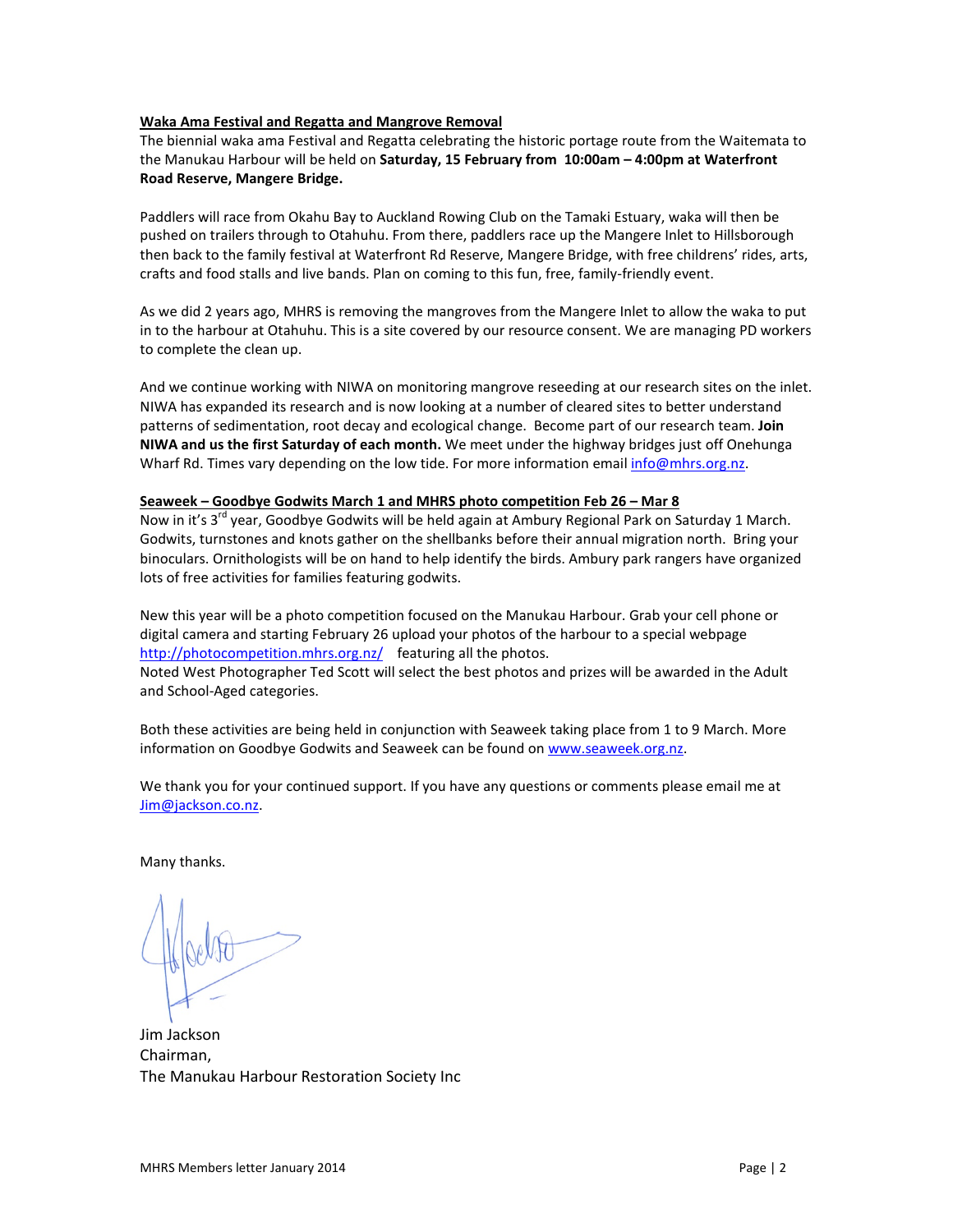**Waka Ama Festival and Regatta and Mangrove Removal**

The biennial waka ama Festival and Regatta celebrating the historic portage route from the Waitemata to the Manukau Harbour will be held on **Saturday, 15 February from 10:00am – 4:00pm at Waterfront Road Reserve, Mangere Bridge.**

Paddlers will race from Okahu Bay to Auckland Rowing Club on the Tamaki Estuary, waka will then be pushed on trailers through to Otahuhu. From there, paddlers race up the Mangere Inlet to Hillsborough then back to the family festival at Waterfront Rd Reserve, Mangere Bridge, with free childrens' rides, arts, crafts and food stalls and live bands. Plan on coming to this fun, free, family-friendly event.

As we did 2 years ago, MHRS is removing the mangroves from the Mangere Inlet to allow the waka to put in to the harbour at Otahuhu. This is a site covered by our resource consent. We are managing PD workers to complete the clean up.

And we continue working with NIWA on monitoring mangrove reseeding at our research sites on the inlet. NIWA has expanded its research and is now looking at a number of cleared sites to better understand patterns of sedimentation, root decay and ecological change. Become part of our research team. **Join NIWA and us the first Saturday of each month.** We meet under the highway bridges just off Onehunga Wharf Rd. Times vary depending on the low tide. For more information email info@mhrs.org.nz.

**Seaweek – Goodbye Godwits March 1 and MHRS photo competition Feb 26 – Mar 8**

Now in it's 3rd year, Goodbye Godwits will be held again at Ambury Regional Park on Saturday 1 March. Godwits, turnstones and knots gather on the shellbanks before their annual migration north. Bring your binoculars. Ornithologists will be on hand to help identify the birds. Ambury park rangers have organized lots of free activities for families featuring godwits.

New this year will be a photo competition focused on the Manukau Harbour. Grab your cell phone or digital camera and starting February 26 upload your photos of the harbour to a special webpage http://photocompetition.mhrs.org.nz/ featuring all the photos.
Noted West Photographer Ted Scott will select the best photos and prizes will be awarded in the Adult and School-Aged categories.

Both these activities are being held in conjunction with Seaweek taking place from 1 to 9 March. More information on Goodbye Godwits and Seaweek can be found on www.seaweek.org.nz.

We thank you for your continued support. If you have any questions or comments please email me at Jim@jackson.co.nz.

Many thanks.

Jim Jackson
Chairman,
The Manukau Harbour Restoration Society Inc